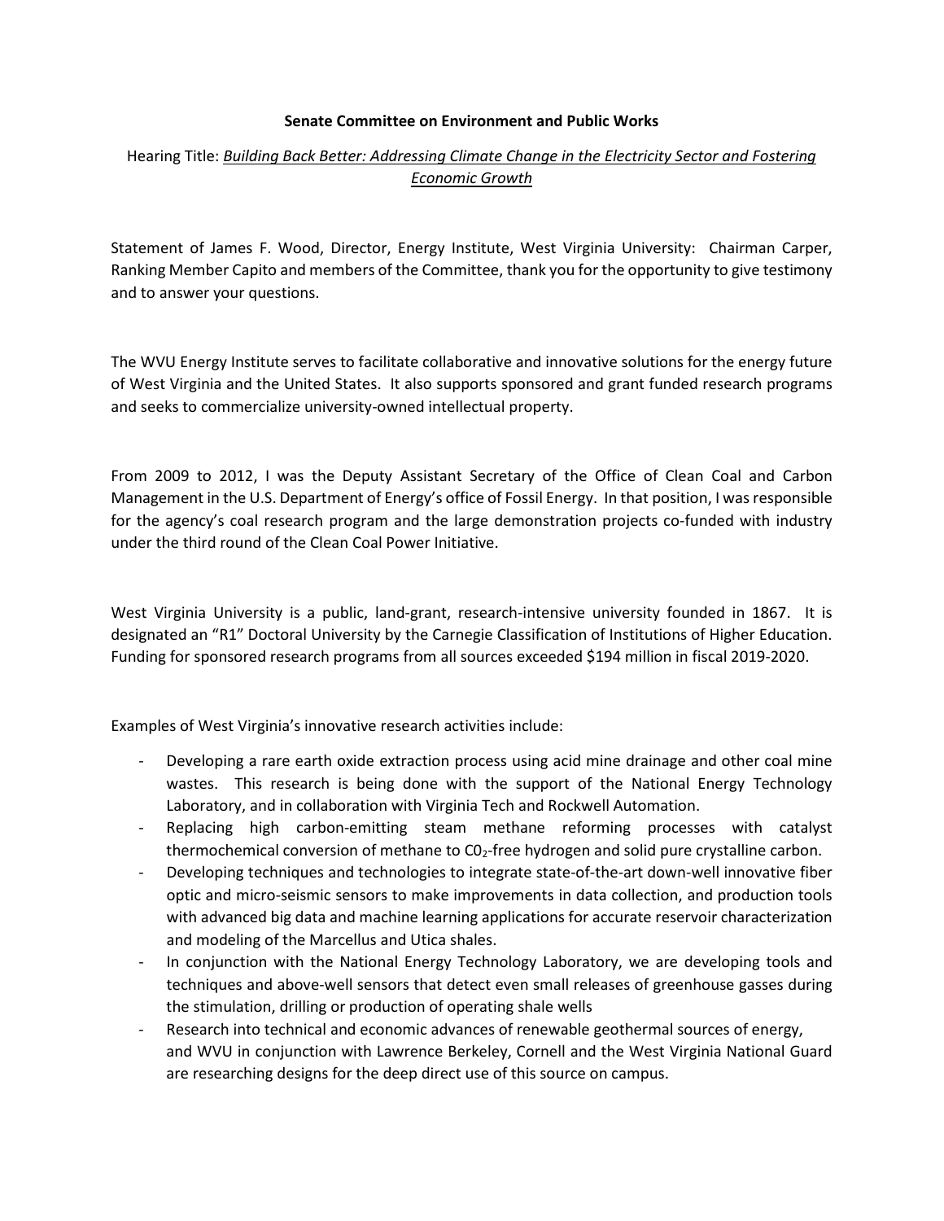**Senate Committee on Environment and Public Works**

Hearing Title: ***Building Back Better: Addressing Climate Change in the Electricity Sector and Fostering Economic Growth***

Statement of James F. Wood, Director, Energy Institute, West Virginia University: Chairman Carper, Ranking Member Capito and members of the Committee, thank you for the opportunity to give testimony and to answer your questions.

The WVU Energy Institute serves to facilitate collaborative and innovative solutions for the energy future of West Virginia and the United States. It also supports sponsored and grant funded research programs and seeks to commercialize university-owned intellectual property.

From 2009 to 2012, I was the Deputy Assistant Secretary of the Office of Clean Coal and Carbon Management in the U.S. Department of Energy's office of Fossil Energy. In that position, I was responsible for the agency's coal research program and the large demonstration projects co-funded with industry under the third round of the Clean Coal Power Initiative.

West Virginia University is a public, land-grant, research-intensive university founded in 1867. It is designated an "R1" Doctoral University by the Carnegie Classification of Institutions of Higher Education. Funding for sponsored research programs from all sources exceeded $194 million in fiscal 2019-2020.

Examples of West Virginia's innovative research activities include:

- Developing a rare earth oxide extraction process using acid mine drainage and other coal mine wastes. This research is being done with the support of the National Energy Technology Laboratory, and in collaboration with Virginia Tech and Rockwell Automation.
- Replacing high carbon-emitting steam methane reforming processes with catalyst thermochemical conversion of methane to $C0_2$-free hydrogen and solid pure crystalline carbon.
- Developing techniques and technologies to integrate state-of-the-art down-well innovative fiber optic and micro-seismic sensors to make improvements in data collection, and production tools with advanced big data and machine learning applications for accurate reservoir characterization and modeling of the Marcellus and Utica shales.
- In conjunction with the National Energy Technology Laboratory, we are developing tools and techniques and above-well sensors that detect even small releases of greenhouse gasses during the stimulation, drilling or production of operating shale wells
- Research into technical and economic advances of renewable geothermal sources of energy, and WVU in conjunction with Lawrence Berkeley, Cornell and the West Virginia National Guard are researching designs for the deep direct use of this source on campus.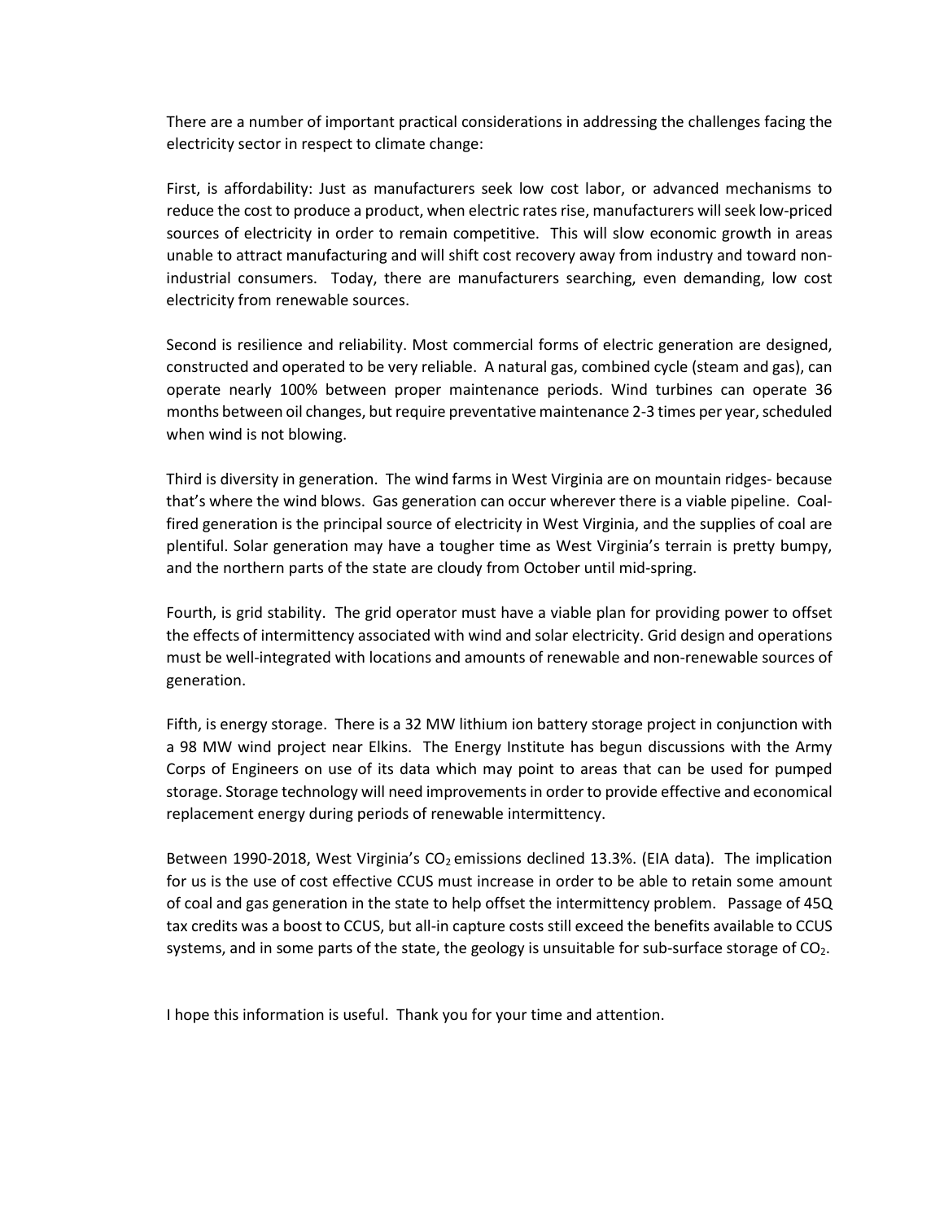There are a number of important practical considerations in addressing the challenges facing the electricity sector in respect to climate change:

First, is affordability: Just as manufacturers seek low cost labor, or advanced mechanisms to reduce the cost to produce a product, when electric rates rise, manufacturers will seek low-priced sources of electricity in order to remain competitive. This will slow economic growth in areas unable to attract manufacturing and will shift cost recovery away from industry and toward non-industrial consumers. Today, there are manufacturers searching, even demanding, low cost electricity from renewable sources.

Second is resilience and reliability. Most commercial forms of electric generation are designed, constructed and operated to be very reliable. A natural gas, combined cycle (steam and gas), can operate nearly 100% between proper maintenance periods. Wind turbines can operate 36 months between oil changes, but require preventative maintenance 2-3 times per year, scheduled when wind is not blowing.

Third is diversity in generation. The wind farms in West Virginia are on mountain ridges- because that's where the wind blows. Gas generation can occur wherever there is a viable pipeline. Coal-fired generation is the principal source of electricity in West Virginia, and the supplies of coal are plentiful. Solar generation may have a tougher time as West Virginia's terrain is pretty bumpy, and the northern parts of the state are cloudy from October until mid-spring.

Fourth, is grid stability. The grid operator must have a viable plan for providing power to offset the effects of intermittency associated with wind and solar electricity. Grid design and operations must be well-integrated with locations and amounts of renewable and non-renewable sources of generation.

Fifth, is energy storage. There is a 32 MW lithium ion battery storage project in conjunction with a 98 MW wind project near Elkins. The Energy Institute has begun discussions with the Army Corps of Engineers on use of its data which may point to areas that can be used for pumped storage. Storage technology will need improvements in order to provide effective and economical replacement energy during periods of renewable intermittency.

Between 1990-2018, West Virginia's $CO_2$ emissions declined 13.3%. (EIA data). The implication for us is the use of cost effective CCUS must increase in order to be able to retain some amount of coal and gas generation in the state to help offset the intermittency problem. Passage of 45Q tax credits was a boost to CCUS, but all-in capture costs still exceed the benefits available to CCUS systems, and in some parts of the state, the geology is unsuitable for sub-surface storage of $CO_2$.

I hope this information is useful. Thank you for your time and attention.